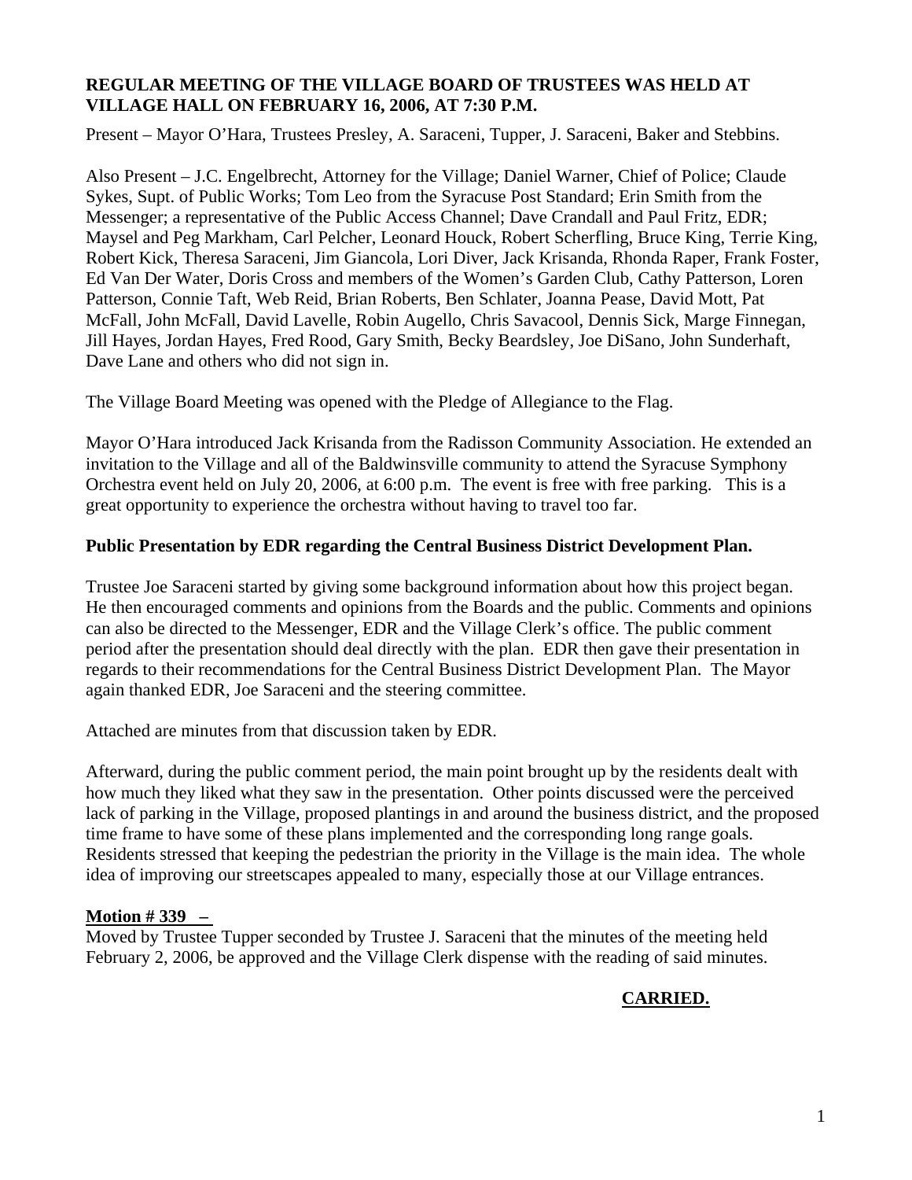**REGULAR MEETING OF THE VILLAGE BOARD OF TRUSTEES WAS HELD AT VILLAGE HALL ON FEBRUARY 16, 2006, AT 7:30 P.M.**

Present – Mayor O'Hara, Trustees Presley, A. Saraceni, Tupper, J. Saraceni, Baker and Stebbins.

Also Present – J.C. Engelbrecht, Attorney for the Village; Daniel Warner, Chief of Police; Claude Sykes, Supt. of Public Works; Tom Leo from the Syracuse Post Standard; Erin Smith from the Messenger; a representative of the Public Access Channel; Dave Crandall and Paul Fritz, EDR; Maysel and Peg Markham, Carl Pelcher, Leonard Houck, Robert Scherfling, Bruce King, Terrie King, Robert Kick, Theresa Saraceni, Jim Giancola, Lori Diver, Jack Krisanda, Rhonda Raper, Frank Foster, Ed Van Der Water, Doris Cross and members of the Women's Garden Club, Cathy Patterson, Loren Patterson, Connie Taft, Web Reid, Brian Roberts, Ben Schlater, Joanna Pease, David Mott, Pat McFall, John McFall, David Lavelle, Robin Augello, Chris Savacool, Dennis Sick, Marge Finnegan, Jill Hayes, Jordan Hayes, Fred Rood, Gary Smith, Becky Beardsley, Joe DiSano, John Sunderhaft, Dave Lane and others who did not sign in.

The Village Board Meeting was opened with the Pledge of Allegiance to the Flag.

Mayor O'Hara introduced Jack Krisanda from the Radisson Community Association. He extended an invitation to the Village and all of the Baldwinsville community to attend the Syracuse Symphony Orchestra event held on July 20, 2006, at 6:00 p.m. The event is free with free parking. This is a great opportunity to experience the orchestra without having to travel too far.

**Public Presentation by EDR regarding the Central Business District Development Plan.**

Trustee Joe Saraceni started by giving some background information about how this project began. He then encouraged comments and opinions from the Boards and the public. Comments and opinions can also be directed to the Messenger, EDR and the Village Clerk's office. The public comment period after the presentation should deal directly with the plan. EDR then gave their presentation in regards to their recommendations for the Central Business District Development Plan. The Mayor again thanked EDR, Joe Saraceni and the steering committee.

Attached are minutes from that discussion taken by EDR.

Afterward, during the public comment period, the main point brought up by the residents dealt with how much they liked what they saw in the presentation. Other points discussed were the perceived lack of parking in the Village, proposed plantings in and around the business district, and the proposed time frame to have some of these plans implemented and the corresponding long range goals. Residents stressed that keeping the pedestrian the priority in the Village is the main idea. The whole idea of improving our streetscapes appealed to many, especially those at our Village entrances.

**Motion # 339 –**

Moved by Trustee Tupper seconded by Trustee J. Saraceni that the minutes of the meeting held February 2, 2006, be approved and the Village Clerk dispense with the reading of said minutes.

**CARRIED.**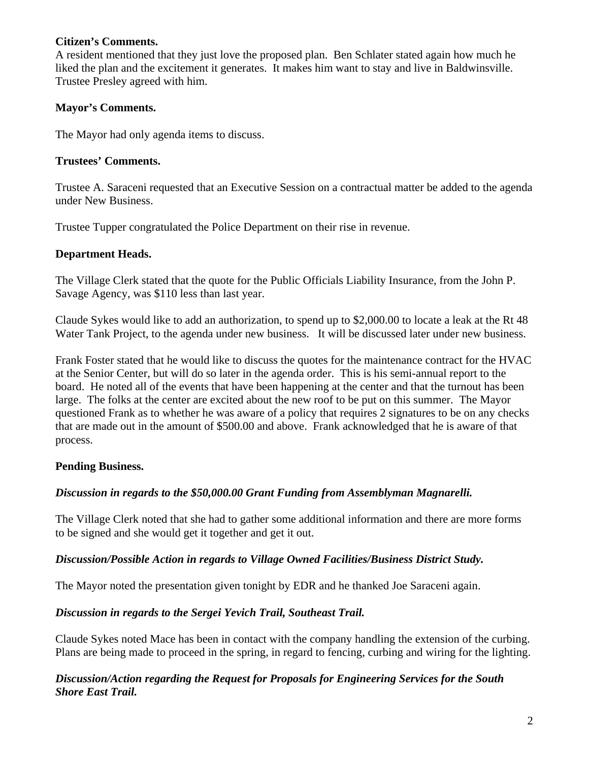**Citizen's Comments.**
A resident mentioned that they just love the proposed plan. Ben Schlater stated again how much he liked the plan and the excitement it generates. It makes him want to stay and live in Baldwinsville. Trustee Presley agreed with him.

**Mayor's Comments.**

The Mayor had only agenda items to discuss.

**Trustees' Comments.**

Trustee A. Saraceni requested that an Executive Session on a contractual matter be added to the agenda under New Business.

Trustee Tupper congratulated the Police Department on their rise in revenue.

**Department Heads.**

The Village Clerk stated that the quote for the Public Officials Liability Insurance, from the John P. Savage Agency, was $110 less than last year.

Claude Sykes would like to add an authorization, to spend up to $2,000.00 to locate a leak at the Rt 48 Water Tank Project, to the agenda under new business. It will be discussed later under new business.

Frank Foster stated that he would like to discuss the quotes for the maintenance contract for the HVAC at the Senior Center, but will do so later in the agenda order. This is his semi-annual report to the board. He noted all of the events that have been happening at the center and that the turnout has been large. The folks at the center are excited about the new roof to be put on this summer. The Mayor questioned Frank as to whether he was aware of a policy that requires 2 signatures to be on any checks that are made out in the amount of $500.00 and above. Frank acknowledged that he is aware of that process.

**Pending Business.**

***Discussion in regards to the $50,000.00 Grant Funding from Assemblyman Magnarelli.***

The Village Clerk noted that she had to gather some additional information and there are more forms to be signed and she would get it together and get it out.

***Discussion/Possible Action in regards to Village Owned Facilities/Business District Study.***

The Mayor noted the presentation given tonight by EDR and he thanked Joe Saraceni again.

***Discussion in regards to the Sergei Yevich Trail, Southeast Trail.***

Claude Sykes noted Mace has been in contact with the company handling the extension of the curbing. Plans are being made to proceed in the spring, in regard to fencing, curbing and wiring for the lighting.

***Discussion/Action regarding the Request for Proposals for Engineering Services for the South Shore East Trail.***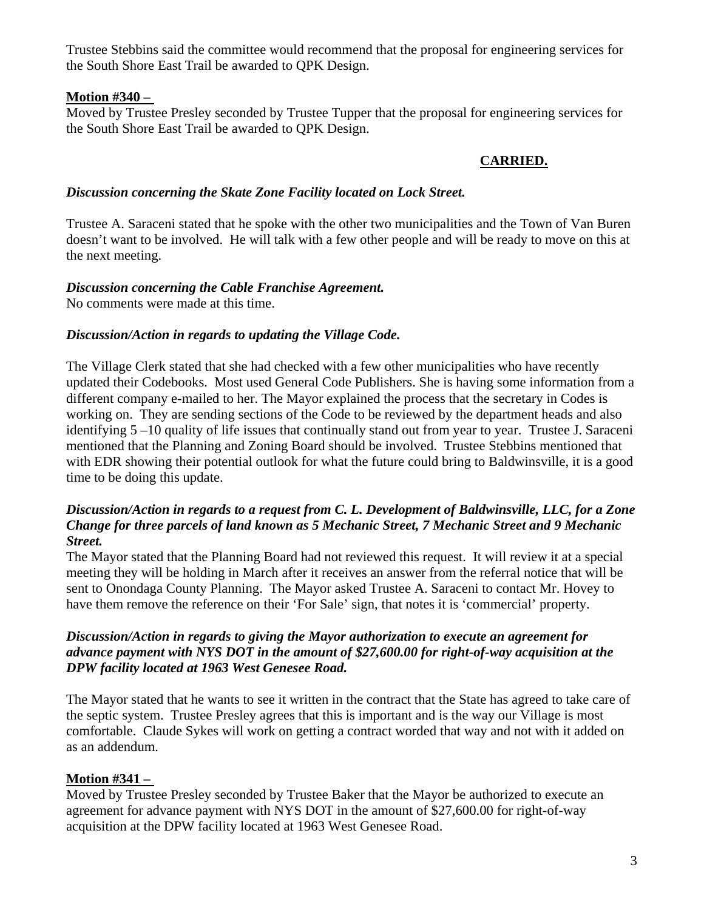Trustee Stebbins said the committee would recommend that the proposal for engineering services for the South Shore East Trail be awarded to QPK Design.

**Motion #340 –**

Moved by Trustee Presley seconded by Trustee Tupper that the proposal for engineering services for the South Shore East Trail be awarded to QPK Design.

**CARRIED.**

***Discussion concerning the Skate Zone Facility located on Lock Street.***

Trustee A. Saraceni stated that he spoke with the other two municipalities and the Town of Van Buren doesn't want to be involved. He will talk with a few other people and will be ready to move on this at the next meeting.

***Discussion concerning the Cable Franchise Agreement.***

No comments were made at this time.

***Discussion/Action in regards to updating the Village Code.***

The Village Clerk stated that she had checked with a few other municipalities who have recently updated their Codebooks. Most used General Code Publishers. She is having some information from a different company e-mailed to her. The Mayor explained the process that the secretary in Codes is working on. They are sending sections of the Code to be reviewed by the department heads and also identifying 5 –10 quality of life issues that continually stand out from year to year. Trustee J. Saraceni mentioned that the Planning and Zoning Board should be involved. Trustee Stebbins mentioned that with EDR showing their potential outlook for what the future could bring to Baldwinsville, it is a good time to be doing this update.

***Discussion/Action in regards to a request from C. L. Development of Baldwinsville, LLC, for a Zone Change for three parcels of land known as 5 Mechanic Street, 7 Mechanic Street and 9 Mechanic Street.***

The Mayor stated that the Planning Board had not reviewed this request. It will review it at a special meeting they will be holding in March after it receives an answer from the referral notice that will be sent to Onondaga County Planning. The Mayor asked Trustee A. Saraceni to contact Mr. Hovey to have them remove the reference on their 'For Sale' sign, that notes it is 'commercial' property.

***Discussion/Action in regards to giving the Mayor authorization to execute an agreement for advance payment with NYS DOT in the amount of $27,600.00 for right-of-way acquisition at the DPW facility located at 1963 West Genesee Road.***

The Mayor stated that he wants to see it written in the contract that the State has agreed to take care of the septic system. Trustee Presley agrees that this is important and is the way our Village is most comfortable. Claude Sykes will work on getting a contract worded that way and not with it added on as an addendum.

**Motion #341 –**

Moved by Trustee Presley seconded by Trustee Baker that the Mayor be authorized to execute an agreement for advance payment with NYS DOT in the amount of $27,600.00 for right-of-way acquisition at the DPW facility located at 1963 West Genesee Road.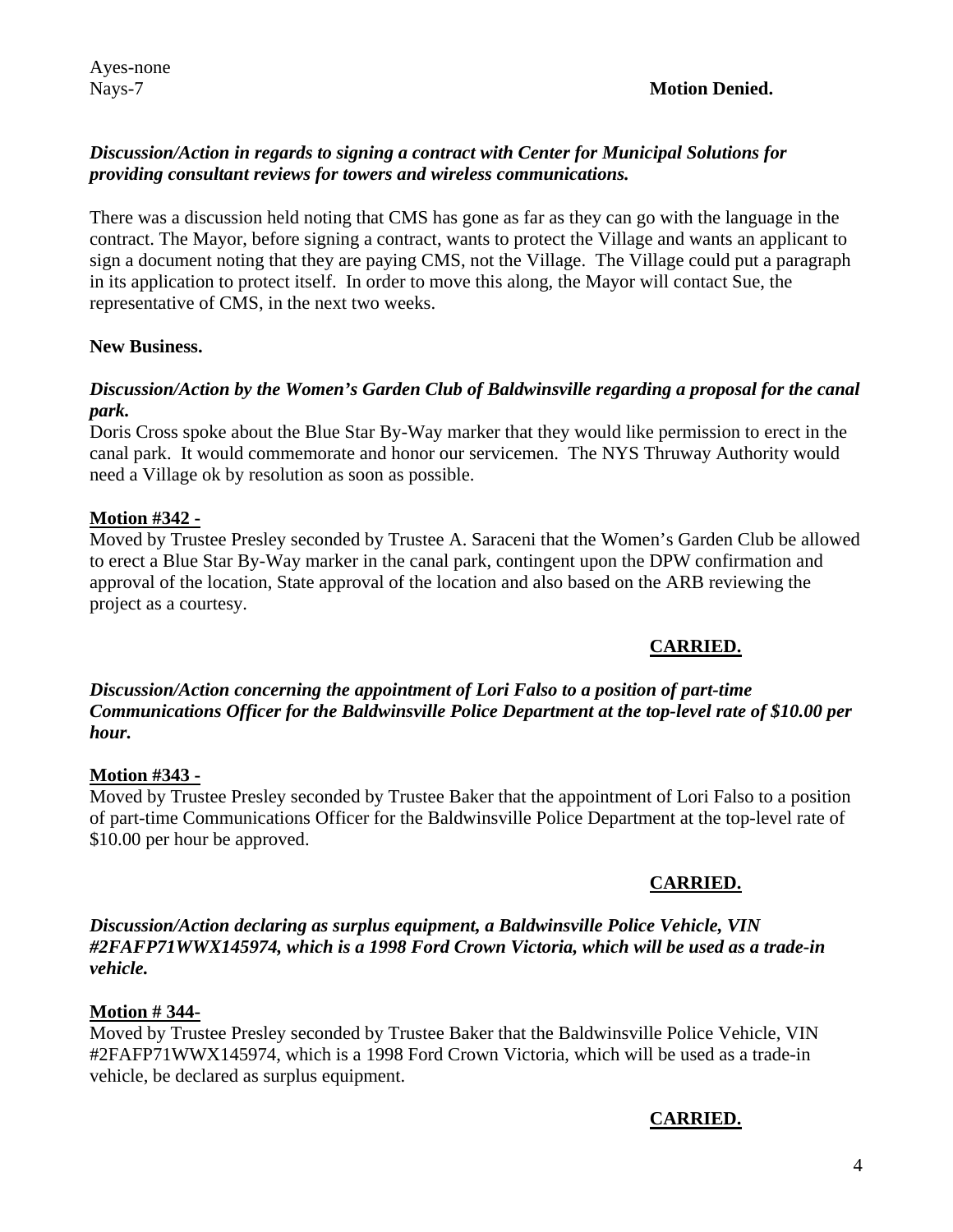Ayes-none
Nays-7 **Motion Denied.**

***Discussion/Action in regards to signing a contract with Center for Municipal Solutions for providing consultant reviews for towers and wireless communications.***

There was a discussion held noting that CMS has gone as far as they can go with the language in the contract. The Mayor, before signing a contract, wants to protect the Village and wants an applicant to sign a document noting that they are paying CMS, not the Village. The Village could put a paragraph in its application to protect itself. In order to move this along, the Mayor will contact Sue, the representative of CMS, in the next two weeks.

**New Business.**

***Discussion/Action by the Women's Garden Club of Baldwinsville regarding a proposal for the canal park.***

Doris Cross spoke about the Blue Star By-Way marker that they would like permission to erect in the canal park. It would commemorate and honor our servicemen. The NYS Thruway Authority would need a Village ok by resolution as soon as possible.

**Motion #342 -**

Moved by Trustee Presley seconded by Trustee A. Saraceni that the Women's Garden Club be allowed to erect a Blue Star By-Way marker in the canal park, contingent upon the DPW confirmation and approval of the location, State approval of the location and also based on the ARB reviewing the project as a courtesy.

**CARRIED.**

***Discussion/Action concerning the appointment of Lori Falso to a position of part-time Communications Officer for the Baldwinsville Police Department at the top-level rate of $10.00 per hour.***

**Motion #343 -**

Moved by Trustee Presley seconded by Trustee Baker that the appointment of Lori Falso to a position of part-time Communications Officer for the Baldwinsville Police Department at the top-level rate of $10.00 per hour be approved.

**CARRIED.**

***Discussion/Action declaring as surplus equipment, a Baldwinsville Police Vehicle, VIN #2FAFP71WWX145974, which is a 1998 Ford Crown Victoria, which will be used as a trade-in vehicle.***

**Motion # 344-**

Moved by Trustee Presley seconded by Trustee Baker that the Baldwinsville Police Vehicle, VIN #2FAFP71WWX145974, which is a 1998 Ford Crown Victoria, which will be used as a trade-in vehicle, be declared as surplus equipment.

**CARRIED.**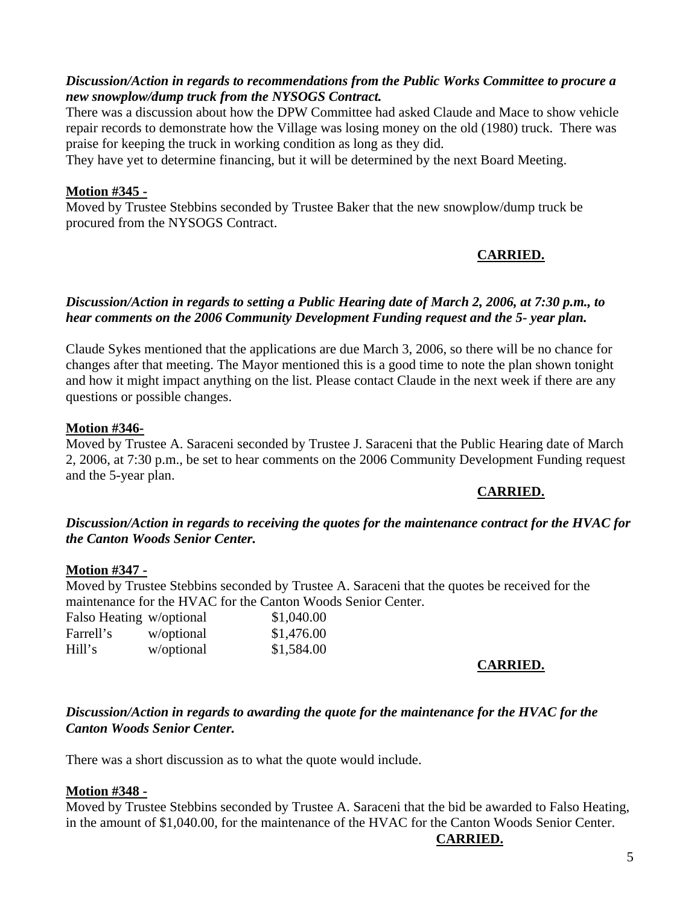***Discussion/Action in regards to recommendations from the Public Works Committee to procure a new snowplow/dump truck from the NYSOGS Contract.***

There was a discussion about how the DPW Committee had asked Claude and Mace to show vehicle repair records to demonstrate how the Village was losing money on the old (1980) truck. There was praise for keeping the truck in working condition as long as they did.

They have yet to determine financing, but it will be determined by the next Board Meeting.

**Motion #345 -**

Moved by Trustee Stebbins seconded by Trustee Baker that the new snowplow/dump truck be procured from the NYSOGS Contract.

**CARRIED.**

***Discussion/Action in regards to setting a Public Hearing date of March 2, 2006, at 7:30 p.m., to hear comments on the 2006 Community Development Funding request and the 5- year plan.***

Claude Sykes mentioned that the applications are due March 3, 2006, so there will be no chance for changes after that meeting. The Mayor mentioned this is a good time to note the plan shown tonight and how it might impact anything on the list. Please contact Claude in the next week if there are any questions or possible changes.

**Motion #346-**

Moved by Trustee A. Saraceni seconded by Trustee J. Saraceni that the Public Hearing date of March 2, 2006, at 7:30 p.m., be set to hear comments on the 2006 Community Development Funding request and the 5-year plan.

**CARRIED.**

***Discussion/Action in regards to receiving the quotes for the maintenance contract for the HVAC for the Canton Woods Senior Center.***

**Motion #347 -**

Moved by Trustee Stebbins seconded by Trustee A. Saraceni that the quotes be received for the maintenance for the HVAC for the Canton Woods Senior Center.

| | | |
|---|---|---|
| Falso Heating | w/optional | $1,040.00 |
| Farrell's | w/optional | $1,476.00 |
| Hill's | w/optional | $1,584.00 |

**CARRIED.**

***Discussion/Action in regards to awarding the quote for the maintenance for the HVAC for the Canton Woods Senior Center.***

There was a short discussion as to what the quote would include.

**Motion #348 -**

Moved by Trustee Stebbins seconded by Trustee A. Saraceni that the bid be awarded to Falso Heating, in the amount of $1,040.00, for the maintenance of the HVAC for the Canton Woods Senior Center.

**CARRIED.**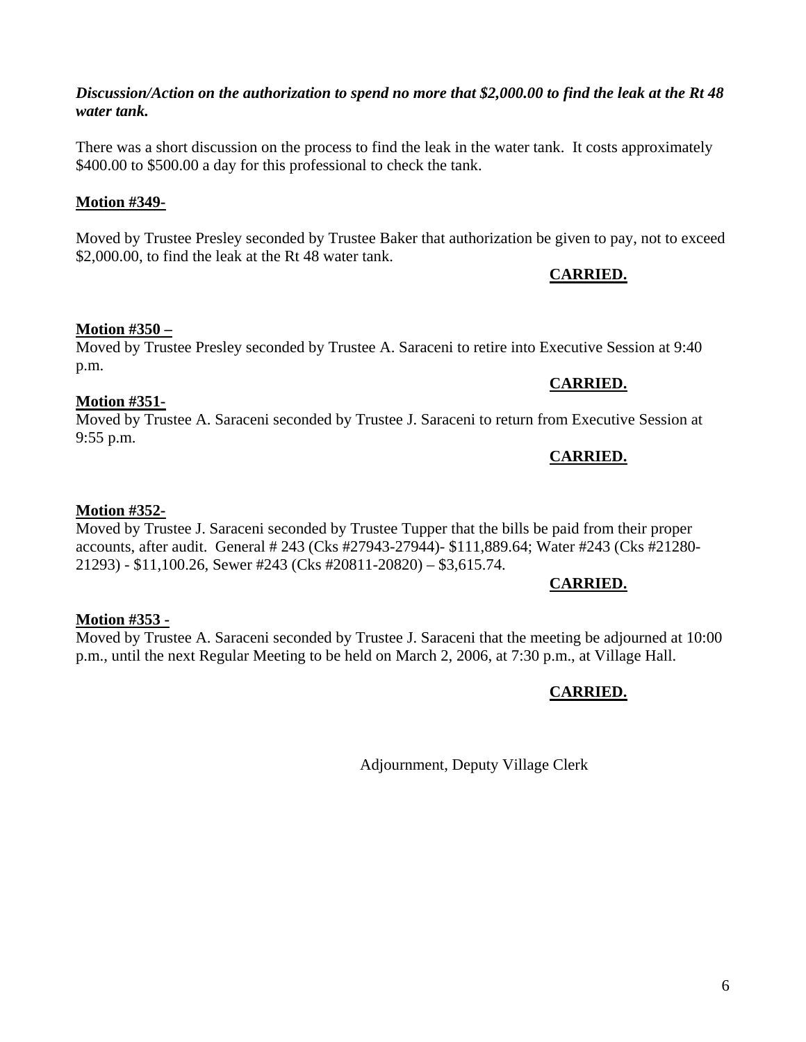***Discussion/Action on the authorization to spend no more that $2,000.00 to find the leak at the Rt 48 water tank.***

There was a short discussion on the process to find the leak in the water tank. It costs approximately $400.00 to $500.00 a day for this professional to check the tank.

**Motion #349-**

Moved by Trustee Presley seconded by Trustee Baker that authorization be given to pay, not to exceed $2,000.00, to find the leak at the Rt 48 water tank.

**CARRIED.**

**Motion #350 –**
Moved by Trustee Presley seconded by Trustee A. Saraceni to retire into Executive Session at 9:40 p.m.

**CARRIED.**

**Motion #351-**
Moved by Trustee A. Saraceni seconded by Trustee J. Saraceni to return from Executive Session at 9:55 p.m.

**CARRIED.**

**Motion #352-**
Moved by Trustee J. Saraceni seconded by Trustee Tupper that the bills be paid from their proper accounts, after audit. General # 243 (Cks #27943-27944)- $111,889.64; Water #243 (Cks #21280-21293) - $11,100.26, Sewer #243 (Cks #20811-20820) – $3,615.74.

**CARRIED.**

**Motion #353 -**
Moved by Trustee A. Saraceni seconded by Trustee J. Saraceni that the meeting be adjourned at 10:00 p.m., until the next Regular Meeting to be held on March 2, 2006, at 7:30 p.m., at Village Hall.

**CARRIED.**

Adjournment, Deputy Village Clerk